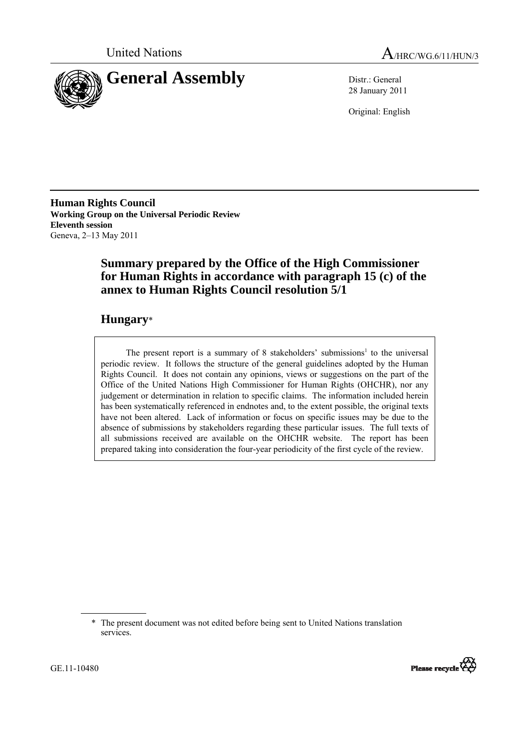United Nations

A/HRC/WG.6/11/HUN/3

# General Assembly

Distr.: General
28 January 2011

Original: English

**Human Rights Council**
**Working Group on the Universal Periodic Review**
**Eleventh session**
Geneva, 2–13 May 2011

## Summary prepared by the Office of the High Commissioner for Human Rights in accordance with paragraph 15 (c) of the annex to Human Rights Council resolution 5/1

## Hungary*

The present report is a summary of 8 stakeholders' submissions[1] to the universal periodic review. It follows the structure of the general guidelines adopted by the Human Rights Council. It does not contain any opinions, views or suggestions on the part of the Office of the United Nations High Commissioner for Human Rights (OHCHR), nor any judgement or determination in relation to specific claims. The information included herein has been systematically referenced in endnotes and, to the extent possible, the original texts have not been altered. Lack of information or focus on specific issues may be due to the absence of submissions by stakeholders regarding these particular issues. The full texts of all submissions received are available on the OHCHR website. The report has been prepared taking into consideration the four-year periodicity of the first cycle of the review.

\* The present document was not edited before being sent to United Nations translation services.

GE.11-10480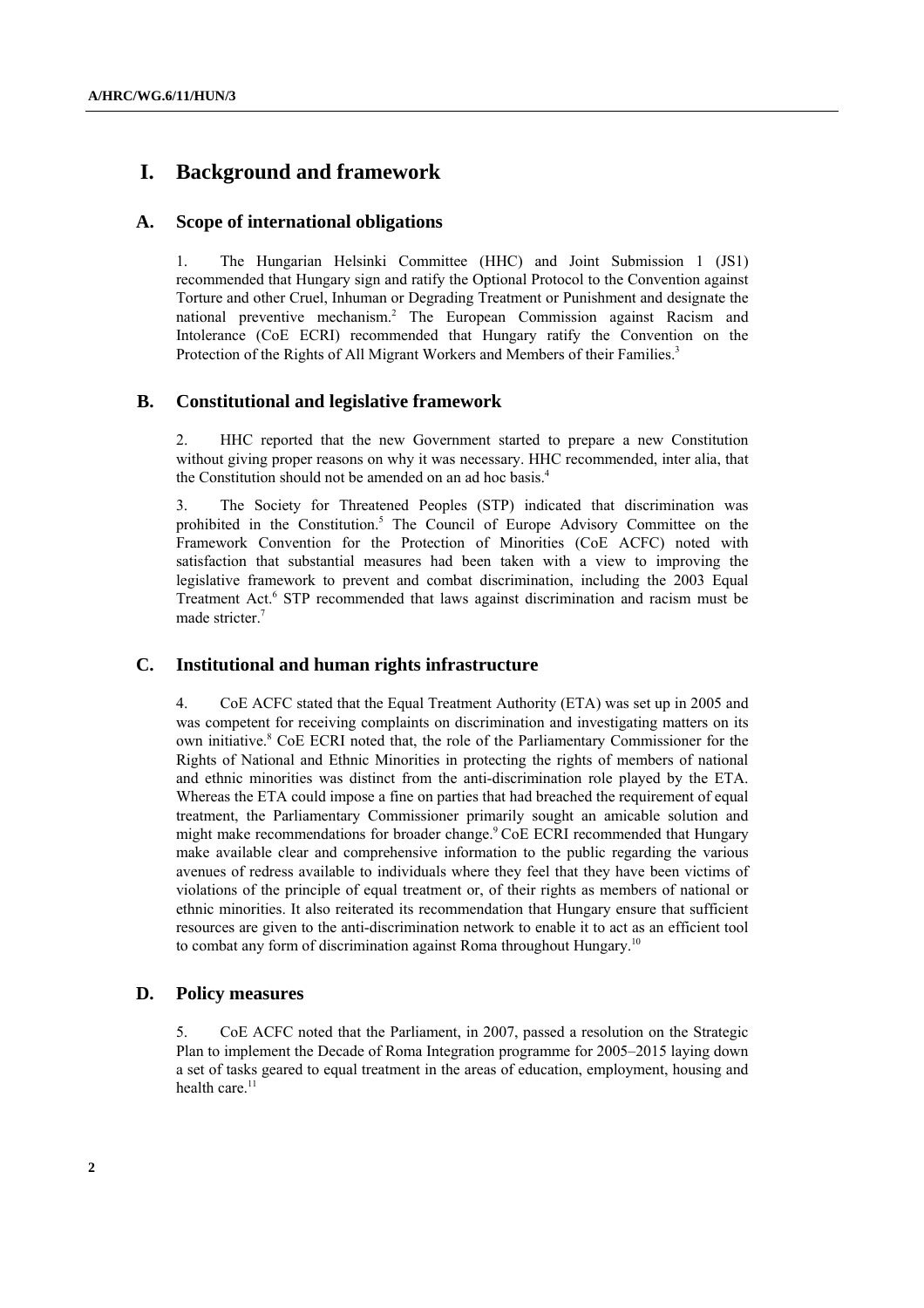# I. Background and framework

## A. Scope of international obligations

1. The Hungarian Helsinki Committee (HHC) and Joint Submission 1 (JS1) recommended that Hungary sign and ratify the Optional Protocol to the Convention against Torture and other Cruel, Inhuman or Degrading Treatment or Punishment and designate the national preventive mechanism.[2] The European Commission against Racism and Intolerance (CoE ECRI) recommended that Hungary ratify the Convention on the Protection of the Rights of All Migrant Workers and Members of their Families.[3]

## B. Constitutional and legislative framework

2. HHC reported that the new Government started to prepare a new Constitution without giving proper reasons on why it was necessary. HHC recommended, inter alia, that the Constitution should not be amended on an ad hoc basis.[4]

3. The Society for Threatened Peoples (STP) indicated that discrimination was prohibited in the Constitution.[5] The Council of Europe Advisory Committee on the Framework Convention for the Protection of Minorities (CoE ACFC) noted with satisfaction that substantial measures had been taken with a view to improving the legislative framework to prevent and combat discrimination, including the 2003 Equal Treatment Act.[6] STP recommended that laws against discrimination and racism must be made stricter.[7]

## C. Institutional and human rights infrastructure

4. CoE ACFC stated that the Equal Treatment Authority (ETA) was set up in 2005 and was competent for receiving complaints on discrimination and investigating matters on its own initiative.[8] CoE ACFC noted that, the role of the Parliamentary Commissioner for the Rights of National and Ethnic Minorities in protecting the rights of members of national and ethnic minorities was distinct from the anti-discrimination role played by the ETA. Whereas the ETA could impose a fine on parties that had breached the requirement of equal treatment, the Parliamentary Commissioner primarily sought an amicable solution and might make recommendations for broader change.[9] CoE ECRI recommended that Hungary make available clear and comprehensive information to the public regarding the various avenues of redress available to individuals where they feel that they have been victims of violations of the principle of equal treatment or, of their rights as members of national or ethnic minorities. It also reiterated its recommendation that Hungary ensure that sufficient resources are given to the anti-discrimination network to enable it to act as an efficient tool to combat any form of discrimination against Roma throughout Hungary.[10]

## D. Policy measures

5. CoE ACFC noted that the Parliament, in 2007, passed a resolution on the Strategic Plan to implement the Decade of Roma Integration programme for 2005–2015 laying down a set of tasks geared to equal treatment in the areas of education, employment, housing and health care.[11]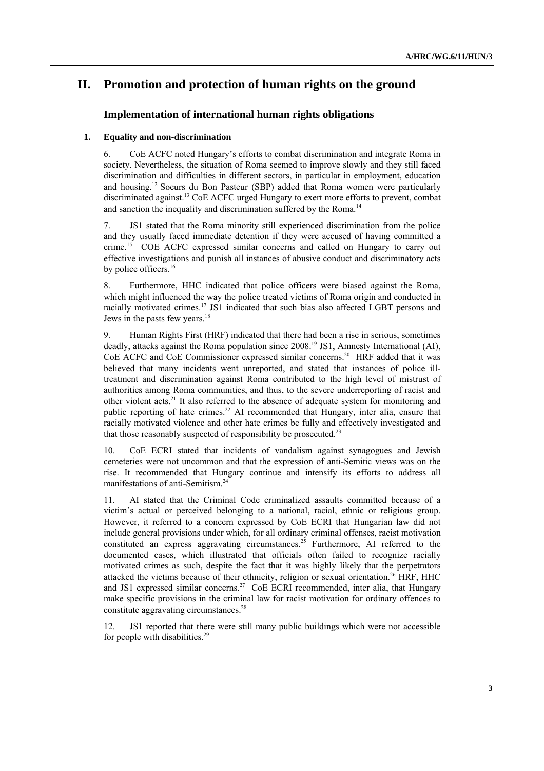# II. Promotion and protection of human rights on the ground

## Implementation of international human rights obligations

### 1. Equality and non-discrimination

6. CoE ACFC noted Hungary's efforts to combat discrimination and integrate Roma in society. Nevertheless, the situation of Roma seemed to improve slowly and they still faced discrimination and difficulties in different sectors, in particular in employment, education and housing.[12] Soeurs du Bon Pasteur (SBP) added that Roma women were particularly discriminated against.[13] CoE ACFC urged Hungary to exert more efforts to prevent, combat and sanction the inequality and discrimination suffered by the Roma.[14]

7. JS1 stated that the Roma minority still experienced discrimination from the police and they usually faced immediate detention if they were accused of having committed a crime.[15] COE ACFC expressed similar concerns and called on Hungary to carry out effective investigations and punish all instances of abusive conduct and discriminatory acts by police officers.[16]

8. Furthermore, HHC indicated that police officers were biased against the Roma, which might influenced the way the police treated victims of Roma origin and conducted in racially motivated crimes.[17] JS1 indicated that such bias also affected LGBT persons and Jews in the pasts few years.[18]

9. Human Rights First (HRF) indicated that there had been a rise in serious, sometimes deadly, attacks against the Roma population since 2008.[19] JS1, Amnesty International (AI), CoE ACFC and CoE Commissioner expressed similar concerns.[20] HRF added that it was believed that many incidents went unreported, and stated that instances of police ill-treatment and discrimination against Roma contributed to the high level of mistrust of authorities among Roma communities, and thus, to the severe underreporting of racist and other violent acts.[21] It also referred to the absence of adequate system for monitoring and public reporting of hate crimes.[22] AI recommended that Hungary, inter alia, ensure that racially motivated violence and other hate crimes be fully and effectively investigated and that those reasonably suspected of responsibility be prosecuted.[23]

10. CoE ECRI stated that incidents of vandalism against synagogues and Jewish cemeteries were not uncommon and that the expression of anti-Semitic views was on the rise. It recommended that Hungary continue and intensify its efforts to address all manifestations of anti-Semitism.[24]

11. AI stated that the Criminal Code criminalized assaults committed because of a victim's actual or perceived belonging to a national, racial, ethnic or religious group. However, it referred to a concern expressed by CoE ECRI that Hungarian law did not include general provisions under which, for all ordinary criminal offenses, racist motivation constituted an express aggravating circumstances.[25] Furthermore, AI referred to the documented cases, which illustrated that officials often failed to recognize racially motivated crimes as such, despite the fact that it was highly likely that the perpetrators attacked the victims because of their ethnicity, religion or sexual orientation.[26] HRF, HHC and JS1 expressed similar concerns.[27] CoE ECRI recommended, inter alia, that Hungary make specific provisions in the criminal law for racist motivation for ordinary offences to constitute aggravating circumstances.[28]

12. JS1 reported that there were still many public buildings which were not accessible for people with disabilities.[29]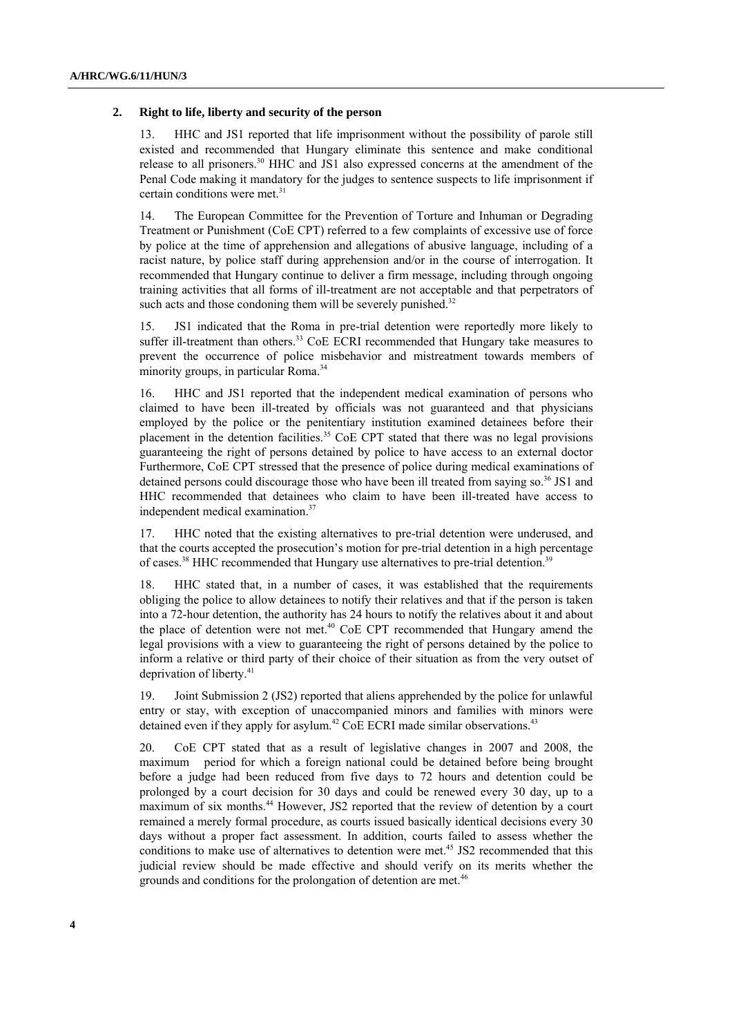## 2. Right to life, liberty and security of the person

13. HHC and JS1 reported that life imprisonment without the possibility of parole still existed and recommended that Hungary eliminate this sentence and make conditional release to all prisoners.[30] HHC and JS1 also expressed concerns at the amendment of the Penal Code making it mandatory for the judges to sentence suspects to life imprisonment if certain conditions were met.[31]

14. The European Committee for the Prevention of Torture and Inhuman or Degrading Treatment or Punishment (CoE CPT) referred to a few complaints of excessive use of force by police at the time of apprehension and allegations of abusive language, including of a racist nature, by police staff during apprehension and/or in the course of interrogation. It recommended that Hungary continue to deliver a firm message, including through ongoing training activities that all forms of ill-treatment are not acceptable and that perpetrators of such acts and those condoning them will be severely punished.[32]

15. JS1 indicated that the Roma in pre-trial detention were reportedly more likely to suffer ill-treatment than others.[33] CoE ECRI recommended that Hungary take measures to prevent the occurrence of police misbehavior and mistreatment towards members of minority groups, in particular Roma.[34]

16. HHC and JS1 reported that the independent medical examination of persons who claimed to have been ill-treated by officials was not guaranteed and that physicians employed by the police or the penitentiary institution examined detainees before their placement in the detention facilities.[35] CoE CPT stated that there was no legal provisions guaranteeing the right of persons detained by police to have access to an external doctor Furthermore, CoE CPT stressed that the presence of police during medical examinations of detained persons could discourage those who have been ill treated from saying so.[36] JS1 and HHC recommended that detainees who claim to have been ill-treated have access to independent medical examination.[37]

17. HHC noted that the existing alternatives to pre-trial detention were underused, and that the courts accepted the prosecution's motion for pre-trial detention in a high percentage of cases.[38] HHC recommended that Hungary use alternatives to pre-trial detention.[39]

18. HHC stated that, in a number of cases, it was established that the requirements obliging the police to allow detainees to notify their relatives and that if the person is taken into a 72-hour detention, the authority has 24 hours to notify the relatives about it and about the place of detention were not met.[40] CoE CPT recommended that Hungary amend the legal provisions with a view to guaranteeing the right of persons detained by the police to inform a relative or third party of their choice of their situation as from the very outset of deprivation of liberty.[41]

19. Joint Submission 2 (JS2) reported that aliens apprehended by the police for unlawful entry or stay, with exception of unaccompanied minors and families with minors were detained even if they apply for asylum.[42] CoE ECRI made similar observations.[43]

20. CoE CPT stated that as a result of legislative changes in 2007 and 2008, the maximum period for which a foreign national could be detained before being brought before a judge had been reduced from five days to 72 hours and detention could be prolonged by a court decision for 30 days and could be renewed every 30 day, up to a maximum of six months.[44] However, JS2 reported that the review of detention by a court remained a merely formal procedure, as courts issued basically identical decisions every 30 days without a proper fact assessment. In addition, courts failed to assess whether the conditions to make use of alternatives to detention were met.[45] JS2 recommended that this judicial review should be made effective and should verify on its merits whether the grounds and conditions for the prolongation of detention are met.[46]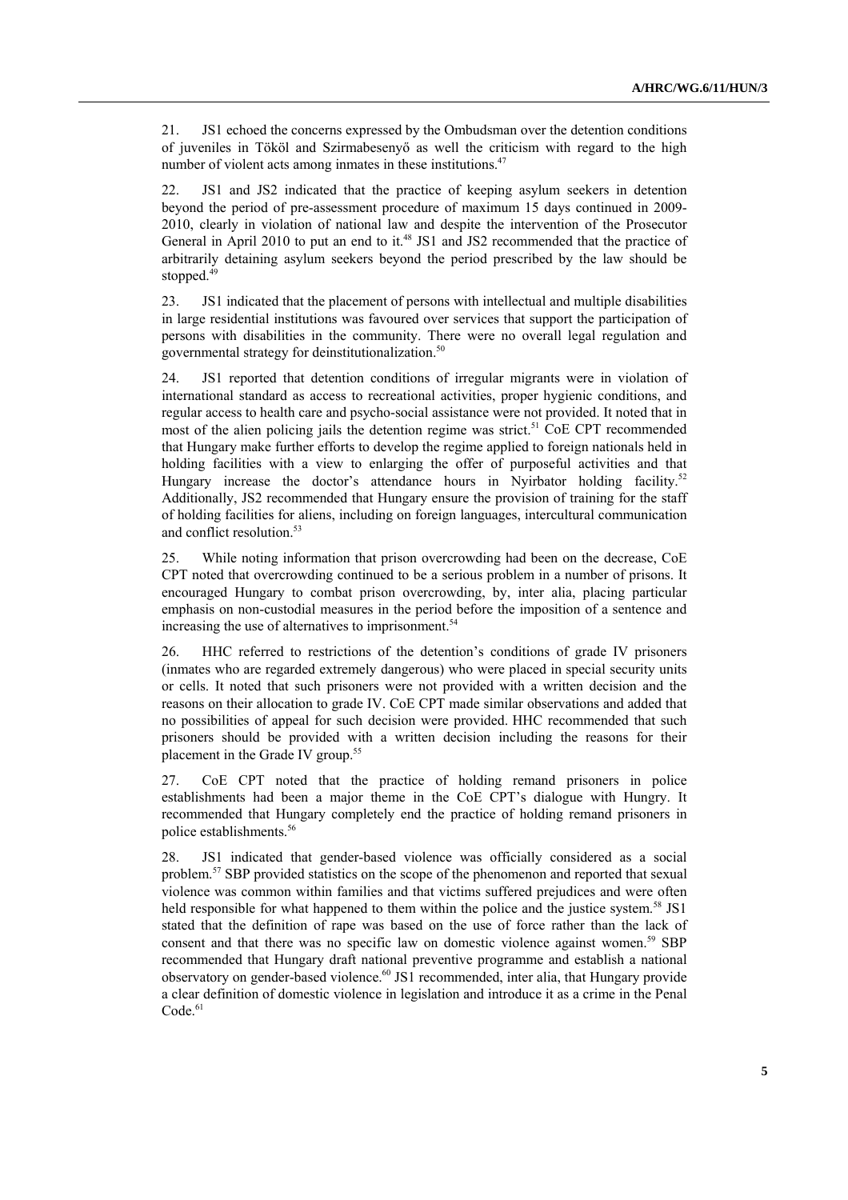21. JS1 echoed the concerns expressed by the Ombudsman over the detention conditions of juveniles in Tököl and Szirmabesenyő as well the criticism with regard to the high number of violent acts among inmates in these institutions.[47]

22. JS1 and JS2 indicated that the practice of keeping asylum seekers in detention beyond the period of pre-assessment procedure of maximum 15 days continued in 2009-2010, clearly in violation of national law and despite the intervention of the Prosecutor General in April 2010 to put an end to it.[48] JS1 and JS2 recommended that the practice of arbitrarily detaining asylum seekers beyond the period prescribed by the law should be stopped.[49]

23. JS1 indicated that the placement of persons with intellectual and multiple disabilities in large residential institutions was favoured over services that support the participation of persons with disabilities in the community. There were no overall legal regulation and governmental strategy for deinstitutionalization.[50]

24. JS1 reported that detention conditions of irregular migrants were in violation of international standard as access to recreational activities, proper hygienic conditions, and regular access to health care and psycho-social assistance were not provided. It noted that in most of the alien policing jails the detention regime was strict.[51] CoE CPT recommended that Hungary make further efforts to develop the regime applied to foreign nationals held in holding facilities with a view to enlarging the offer of purposeful activities and that Hungary increase the doctor's attendance hours in Nyirbator holding facility.[52] Additionally, JS2 recommended that Hungary ensure the provision of training for the staff of holding facilities for aliens, including on foreign languages, intercultural communication and conflict resolution.[53]

25. While noting information that prison overcrowding had been on the decrease, CoE CPT noted that overcrowding continued to be a serious problem in a number of prisons. It encouraged Hungary to combat prison overcrowding, by, inter alia, placing particular emphasis on non-custodial measures in the period before the imposition of a sentence and increasing the use of alternatives to imprisonment.[54]

26. HHC referred to restrictions of the detention's conditions of grade IV prisoners (inmates who are regarded extremely dangerous) who were placed in special security units or cells. It noted that such prisoners were not provided with a written decision and the reasons on their allocation to grade IV. CoE CPT made similar observations and added that no possibilities of appeal for such decision were provided. HHC recommended that such prisoners should be provided with a written decision including the reasons for their placement in the Grade IV group.[55]

27. CoE CPT noted that the practice of holding remand prisoners in police establishments had been a major theme in the CoE CPT's dialogue with Hungry. It recommended that Hungary completely end the practice of holding remand prisoners in police establishments.[56]

28. JS1 indicated that gender-based violence was officially considered as a social problem.[57] SBP provided statistics on the scope of the phenomenon and reported that sexual violence was common within families and that victims suffered prejudices and were often held responsible for what happened to them within the police and the justice system.[58] JS1 stated that the definition of rape was based on the use of force rather than the lack of consent and that there was no specific law on domestic violence against women.[59] SBP recommended that Hungary draft national preventive programme and establish a national observatory on gender-based violence.[60] JS1 recommended, inter alia, that Hungary provide a clear definition of domestic violence in legislation and introduce it as a crime in the Penal Code.[61]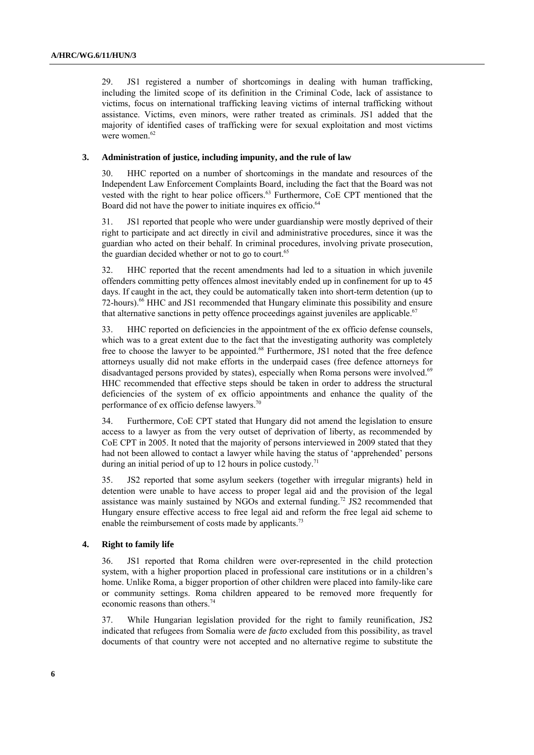29. JS1 registered a number of shortcomings in dealing with human trafficking, including the limited scope of its definition in the Criminal Code, lack of assistance to victims, focus on international trafficking leaving victims of internal trafficking without assistance. Victims, even minors, were rather treated as criminals. JS1 added that the majority of identified cases of trafficking were for sexual exploitation and most victims were women.[62]

### 3. Administration of justice, including impunity, and the rule of law

30. HHC reported on a number of shortcomings in the mandate and resources of the Independent Law Enforcement Complaints Board, including the fact that the Board was not vested with the right to hear police officers.[63] Furthermore, CoE CPT mentioned that the Board did not have the power to initiate inquires ex officio.[64]

31. JS1 reported that people who were under guardianship were mostly deprived of their right to participate and act directly in civil and administrative procedures, since it was the guardian who acted on their behalf. In criminal procedures, involving private prosecution, the guardian decided whether or not to go to court.[65]

32. HHC reported that the recent amendments had led to a situation in which juvenile offenders committing petty offences almost inevitably ended up in confinement for up to 45 days. If caught in the act, they could be automatically taken into short-term detention (up to 72-hours).[66] HHC and JS1 recommended that Hungary eliminate this possibility and ensure that alternative sanctions in petty offence proceedings against juveniles are applicable.[67]

33. HHC reported on deficiencies in the appointment of the ex officio defense counsels, which was to a great extent due to the fact that the investigating authority was completely free to choose the lawyer to be appointed.[68] Furthermore, JS1 noted that the free defence attorneys usually did not make efforts in the underpaid cases (free defence attorneys for disadvantaged persons provided by states), especially when Roma persons were involved.[69] HHC recommended that effective steps should be taken in order to address the structural deficiencies of the system of ex officio appointments and enhance the quality of the performance of ex officio defense lawyers.[70]

34. Furthermore, CoE CPT stated that Hungary did not amend the legislation to ensure access to a lawyer as from the very outset of deprivation of liberty, as recommended by CoE CPT in 2005. It noted that the majority of persons interviewed in 2009 stated that they had not been allowed to contact a lawyer while having the status of 'apprehended' persons during an initial period of up to 12 hours in police custody.[71]

35. JS2 reported that some asylum seekers (together with irregular migrants) held in detention were unable to have access to proper legal aid and the provision of the legal assistance was mainly sustained by NGOs and external funding.[72] JS2 recommended that Hungary ensure effective access to free legal aid and reform the free legal aid scheme to enable the reimbursement of costs made by applicants.[73]

### 4. Right to family life

36. JS1 reported that Roma children were over-represented in the child protection system, with a higher proportion placed in professional care institutions or in a children's home. Unlike Roma, a bigger proportion of other children were placed into family-like care or community settings. Roma children appeared to be removed more frequently for economic reasons than others.[74]

37. While Hungarian legislation provided for the right to family reunification, JS2 indicated that refugees from Somalia were *de facto* excluded from this possibility, as travel documents of that country were not accepted and no alternative regime to substitute the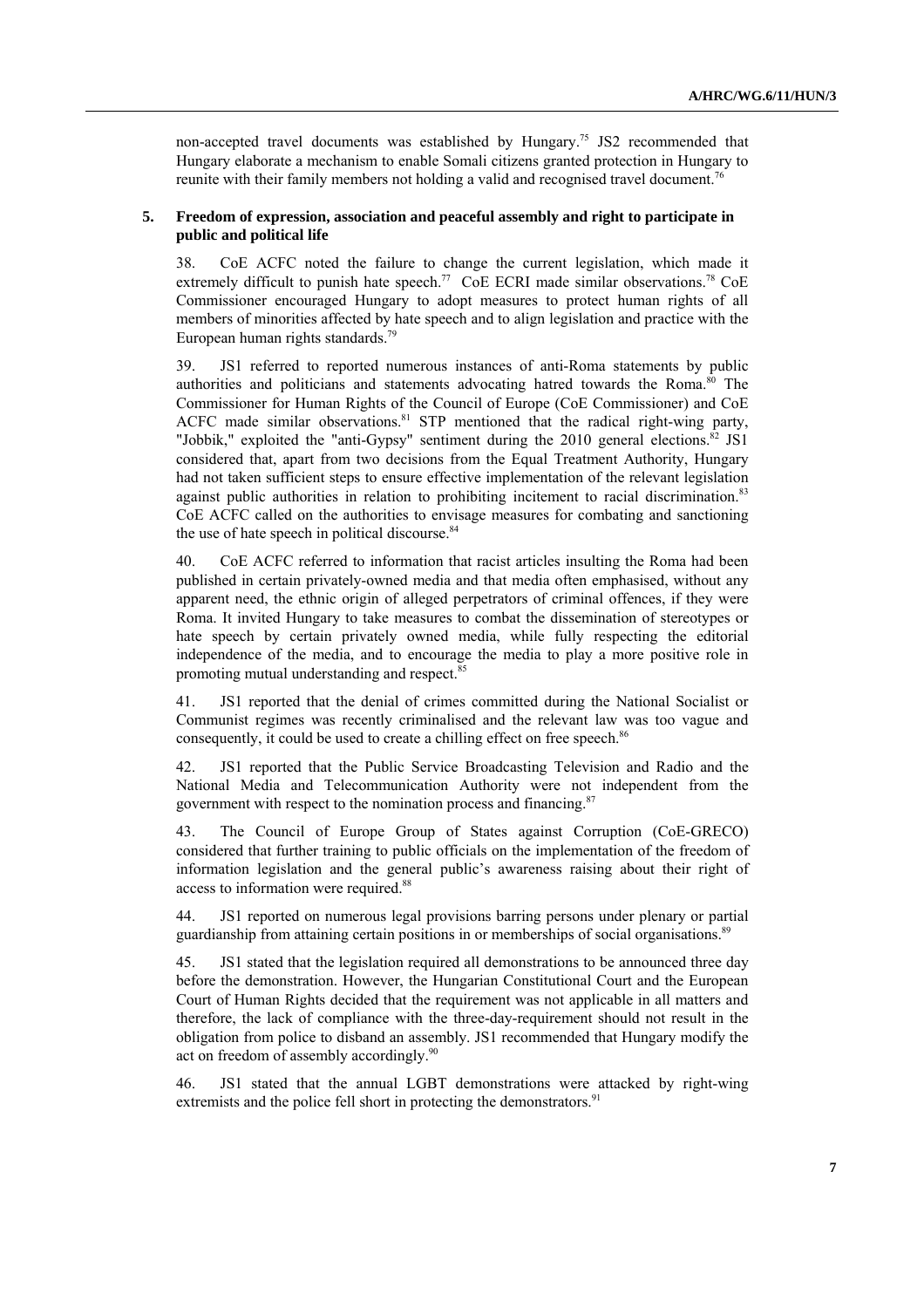non-accepted travel documents was established by Hungary.[75] JS2 recommended that Hungary elaborate a mechanism to enable Somali citizens granted protection in Hungary to reunite with their family members not holding a valid and recognised travel document.[76]

### 5. Freedom of expression, association and peaceful assembly and right to participate in public and political life

38. CoE ACFC noted the failure to change the current legislation, which made it extremely difficult to punish hate speech.[77] CoE ECRI made similar observations.[78] CoE Commissioner encouraged Hungary to adopt measures to protect human rights of all members of minorities affected by hate speech and to align legislation and practice with the European human rights standards.[79]

39. JS1 referred to reported numerous instances of anti-Roma statements by public authorities and politicians and statements advocating hatred towards the Roma.[80] The Commissioner for Human Rights of the Council of Europe (CoE Commissioner) and CoE ACFC made similar observations.[81] STP mentioned that the radical right-wing party, "Jobbik," exploited the "anti-Gypsy" sentiment during the 2010 general elections.[82] JS1 considered that, apart from two decisions from the Equal Treatment Authority, Hungary had not taken sufficient steps to ensure effective implementation of the relevant legislation against public authorities in relation to prohibiting incitement to racial discrimination.[83] CoE ACFC called on the authorities to envisage measures for combating and sanctioning the use of hate speech in political discourse.[84]

40. CoE ACFC referred to information that racist articles insulting the Roma had been published in certain privately-owned media and that media often emphasised, without any apparent need, the ethnic origin of alleged perpetrators of criminal offences, if they were Roma. It invited Hungary to take measures to combat the dissemination of stereotypes or hate speech by certain privately owned media, while fully respecting the editorial independence of the media, and to encourage the media to play a more positive role in promoting mutual understanding and respect.[85]

41. JS1 reported that the denial of crimes committed during the National Socialist or Communist regimes was recently criminalised and the relevant law was too vague and consequently, it could be used to create a chilling effect on free speech.[86]

42. JS1 reported that the Public Service Broadcasting Television and Radio and the National Media and Telecommunication Authority were not independent from the government with respect to the nomination process and financing.[87]

43. The Council of Europe Group of States against Corruption (CoE-GRECO) considered that further training to public officials on the implementation of the freedom of information legislation and the general public's awareness raising about their right of access to information were required.[88]

44. JS1 reported on numerous legal provisions barring persons under plenary or partial guardianship from attaining certain positions in or memberships of social organisations.[89]

45. JS1 stated that the legislation required all demonstrations to be announced three day before the demonstration. However, the Hungarian Constitutional Court and the European Court of Human Rights decided that the requirement was not applicable in all matters and therefore, the lack of compliance with the three-day-requirement should not result in the obligation from police to disband an assembly. JS1 recommended that Hungary modify the act on freedom of assembly accordingly.[90]

46. JS1 stated that the annual LGBT demonstrations were attacked by right-wing extremists and the police fell short in protecting the demonstrators.[91]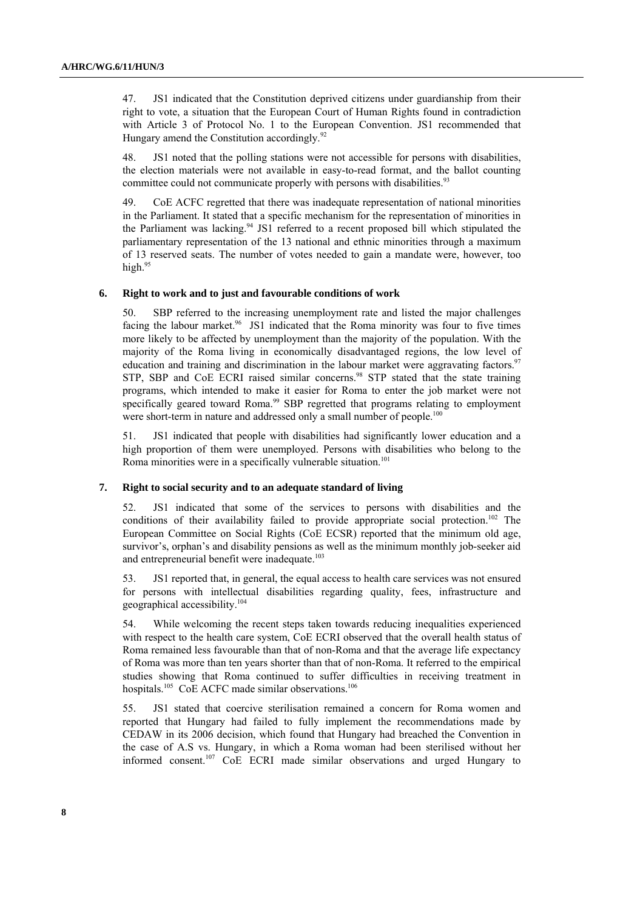47. JS1 indicated that the Constitution deprived citizens under guardianship from their right to vote, a situation that the European Court of Human Rights found in contradiction with Article 3 of Protocol No. 1 to the European Convention. JS1 recommended that Hungary amend the Constitution accordingly.[92]

48. JS1 noted that the polling stations were not accessible for persons with disabilities, the election materials were not available in easy-to-read format, and the ballot counting committee could not communicate properly with persons with disabilities.[93]

49. CoE ACFC regretted that there was inadequate representation of national minorities in the Parliament. It stated that a specific mechanism for the representation of minorities in the Parliament was lacking.[94] JS1 referred to a recent proposed bill which stipulated the parliamentary representation of the 13 national and ethnic minorities through a maximum of 13 reserved seats. The number of votes needed to gain a mandate were, however, too high.[95]

### 6. Right to work and to just and favourable conditions of work

50. SBP referred to the increasing unemployment rate and listed the major challenges facing the labour market.[96] JS1 indicated that the Roma minority was four to five times more likely to be affected by unemployment than the majority of the population. With the majority of the Roma living in economically disadvantaged regions, the low level of education and training and discrimination in the labour market were aggravating factors.[97] STP, SBP and CoE ECRI raised similar concerns.[98] STP stated that the state training programs, which intended to make it easier for Roma to enter the job market were not specifically geared toward Roma.[99] SBP regretted that programs relating to employment were short-term in nature and addressed only a small number of people.[100]

51. JS1 indicated that people with disabilities had significantly lower education and a high proportion of them were unemployed. Persons with disabilities who belong to the Roma minorities were in a specifically vulnerable situation.[101]

### 7. Right to social security and to an adequate standard of living

52. JS1 indicated that some of the services to persons with disabilities and the conditions of their availability failed to provide appropriate social protection.[102] The European Committee on Social Rights (CoE ECSR) reported that the minimum old age, survivor's, orphan's and disability pensions as well as the minimum monthly job-seeker aid and entrepreneurial benefit were inadequate.[103]

53. JS1 reported that, in general, the equal access to health care services was not ensured for persons with intellectual disabilities regarding quality, fees, infrastructure and geographical accessibility.[104]

54. While welcoming the recent steps taken towards reducing inequalities experienced with respect to the health care system, CoE ECRI observed that the overall health status of Roma remained less favourable than that of non-Roma and that the average life expectancy of Roma was more than ten years shorter than that of non-Roma. It referred to the empirical studies showing that Roma continued to suffer difficulties in receiving treatment in hospitals.[105] CoE ACFC made similar observations.[106]

55. JS1 stated that coercive sterilisation remained a concern for Roma women and reported that Hungary had failed to fully implement the recommendations made by CEDAW in its 2006 decision, which found that Hungary had breached the Convention in the case of A.S vs. Hungary, in which a Roma woman had been sterilised without her informed consent.[107] CoE ECRI made similar observations and urged Hungary to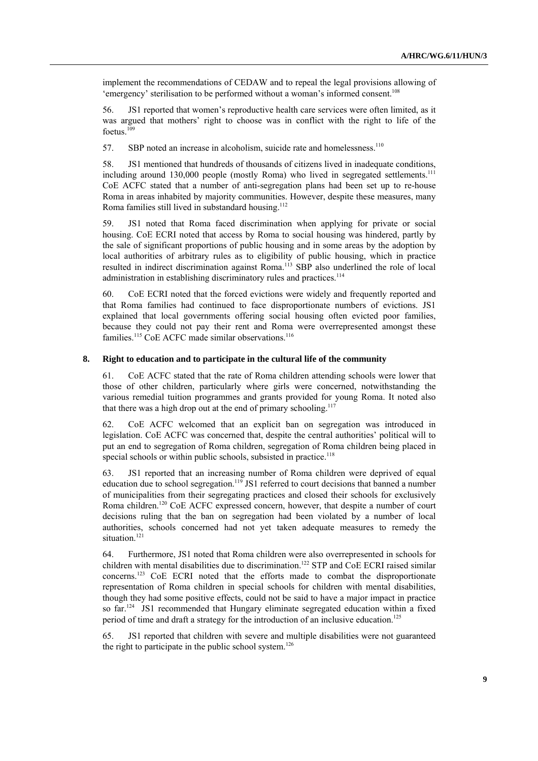implement the recommendations of CEDAW and to repeal the legal provisions allowing of 'emergency' sterilisation to be performed without a woman's informed consent.[108]

56. JS1 reported that women's reproductive health care services were often limited, as it was argued that mothers' right to choose was in conflict with the right to life of the foetus.[109]

57. SBP noted an increase in alcoholism, suicide rate and homelessness.[110]

58. JS1 mentioned that hundreds of thousands of citizens lived in inadequate conditions, including around 130,000 people (mostly Roma) who lived in segregated settlements.[111] CoE ACFC stated that a number of anti-segregation plans had been set up to re-house Roma in areas inhabited by majority communities. However, despite these measures, many Roma families still lived in substandard housing.[112]

59. JS1 noted that Roma faced discrimination when applying for private or social housing. CoE ECRI noted that access by Roma to social housing was hindered, partly by the sale of significant proportions of public housing and in some areas by the adoption by local authorities of arbitrary rules as to eligibility of public housing, which in practice resulted in indirect discrimination against Roma.[113] SBP also underlined the role of local administration in establishing discriminatory rules and practices.[114]

60. CoE ECRI noted that the forced evictions were widely and frequently reported and that Roma families had continued to face disproportionate numbers of evictions. JS1 explained that local governments offering social housing often evicted poor families, because they could not pay their rent and Roma were overrepresented amongst these families.[115] CoE ACFC made similar observations.[116]

### 8. Right to education and to participate in the cultural life of the community

61. CoE ACFC stated that the rate of Roma children attending schools were lower that those of other children, particularly where girls were concerned, notwithstanding the various remedial tuition programmes and grants provided for young Roma. It noted also that there was a high drop out at the end of primary schooling.[117]

62. CoE ACFC welcomed that an explicit ban on segregation was introduced in legislation. CoE ACFC was concerned that, despite the central authorities' political will to put an end to segregation of Roma children, segregation of Roma children being placed in special schools or within public schools, subsisted in practice.[118]

63. JS1 reported that an increasing number of Roma children were deprived of equal education due to school segregation.[119] JS1 referred to court decisions that banned a number of municipalities from their segregating practices and closed their schools for exclusively Roma children.[120] CoE ACFC expressed concern, however, that despite a number of court decisions ruling that the ban on segregation had been violated by a number of local authorities, schools concerned had not yet taken adequate measures to remedy the situation.[121]

64. Furthermore, JS1 noted that Roma children were also overrepresented in schools for children with mental disabilities due to discrimination.[122] STP and CoE ECRI raised similar concerns.[123] CoE ECRI noted that the efforts made to combat the disproportionate representation of Roma children in special schools for children with mental disabilities, though they had some positive effects, could not be said to have a major impact in practice so far.[124] JS1 recommended that Hungary eliminate segregated education within a fixed period of time and draft a strategy for the introduction of an inclusive education.[125]

65. JS1 reported that children with severe and multiple disabilities were not guaranteed the right to participate in the public school system.[126]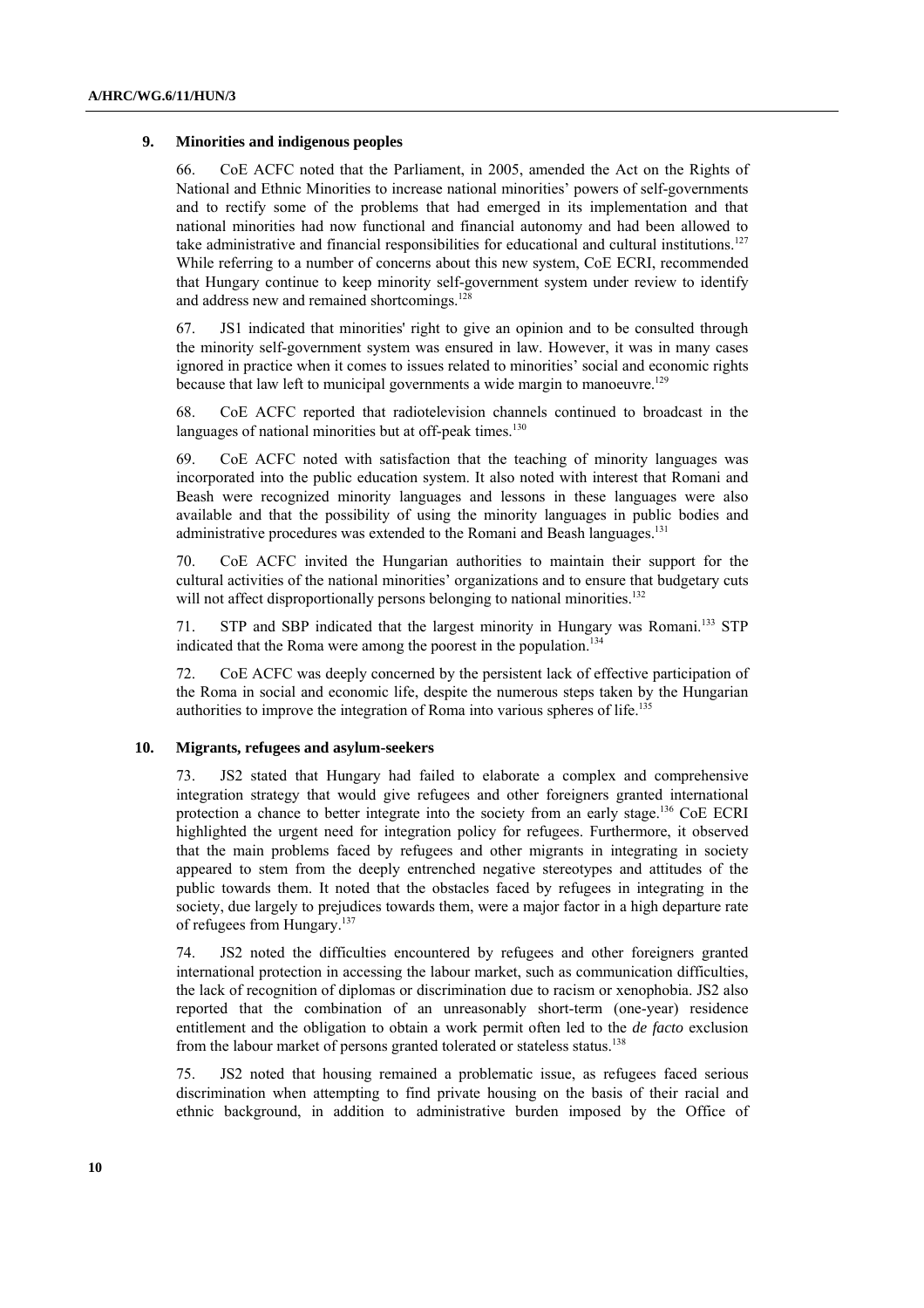### 9. Minorities and indigenous peoples

66. CoE ACFC noted that the Parliament, in 2005, amended the Act on the Rights of National and Ethnic Minorities to increase national minorities' powers of self-governments and to rectify some of the problems that had emerged in its implementation and that national minorities had now functional and financial autonomy and had been allowed to take administrative and financial responsibilities for educational and cultural institutions.[127] While referring to a number of concerns about this new system, CoE ECRI, recommended that Hungary continue to keep minority self-government system under review to identify and address new and remained shortcomings.[128]

67. JS1 indicated that minorities' right to give an opinion and to be consulted through the minority self-government system was ensured in law. However, it was in many cases ignored in practice when it comes to issues related to minorities' social and economic rights because that law left to municipal governments a wide margin to manoeuvre.[129]

68. CoE ACFC reported that radiotelevision channels continued to broadcast in the languages of national minorities but at off-peak times.[130]

69. CoE ACFC noted with satisfaction that the teaching of minority languages was incorporated into the public education system. It also noted with interest that Romani and Beash were recognized minority languages and lessons in these languages were also available and that the possibility of using the minority languages in public bodies and administrative procedures was extended to the Romani and Beash languages.[131]

70. CoE ACFC invited the Hungarian authorities to maintain their support for the cultural activities of the national minorities' organizations and to ensure that budgetary cuts will not affect disproportionally persons belonging to national minorities.[132]

71. STP and SBP indicated that the largest minority in Hungary was Romani.[133] STP indicated that the Roma were among the poorest in the population.[134]

72. CoE ACFC was deeply concerned by the persistent lack of effective participation of the Roma in social and economic life, despite the numerous steps taken by the Hungarian authorities to improve the integration of Roma into various spheres of life.[135]

### 10. Migrants, refugees and asylum-seekers

73. JS2 stated that Hungary had failed to elaborate a complex and comprehensive integration strategy that would give refugees and other foreigners granted international protection a chance to better integrate into the society from an early stage.[136] CoE ECRI highlighted the urgent need for integration policy for refugees. Furthermore, it observed that the main problems faced by refugees and other migrants in integrating in society appeared to stem from the deeply entrenched negative stereotypes and attitudes of the public towards them. It noted that the obstacles faced by refugees in integrating in the society, due largely to prejudices towards them, were a major factor in a high departure rate of refugees from Hungary.[137]

74. JS2 noted the difficulties encountered by refugees and other foreigners granted international protection in accessing the labour market, such as communication difficulties, the lack of recognition of diplomas or discrimination due to racism or xenophobia. JS2 also reported that the combination of an unreasonably short-term (one-year) residence entitlement and the obligation to obtain a work permit often led to the *de facto* exclusion from the labour market of persons granted tolerated or stateless status.[138]

75. JS2 noted that housing remained a problematic issue, as refugees faced serious discrimination when attempting to find private housing on the basis of their racial and ethnic background, in addition to administrative burden imposed by the Office of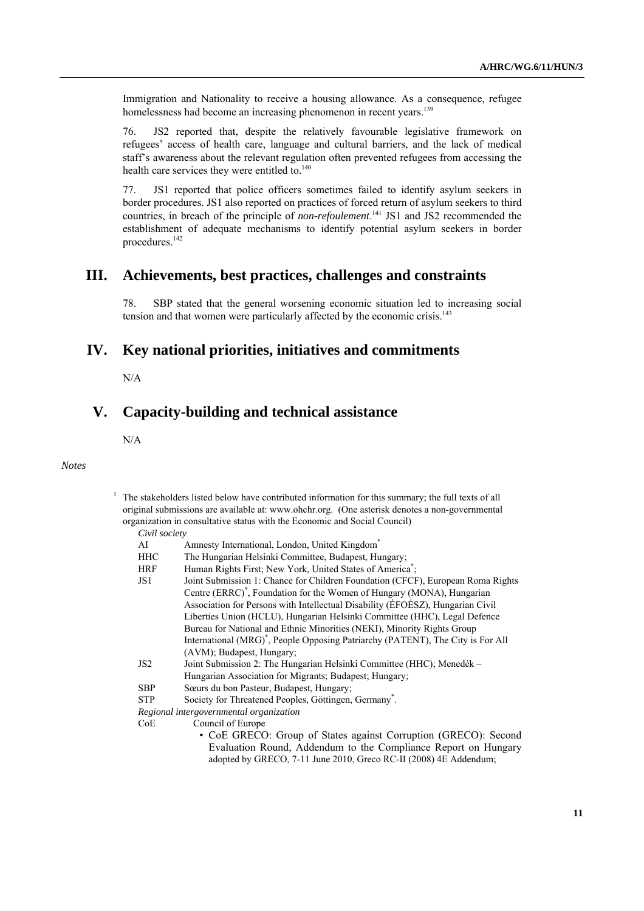Immigration and Nationality to receive a housing allowance. As a consequence, refugee homelessness had become an increasing phenomenon in recent years.[139]

76. JS2 reported that, despite the relatively favourable legislative framework on refugees' access of health care, language and cultural barriers, and the lack of medical staff's awareness about the relevant regulation often prevented refugees from accessing the health care services they were entitled to.[140]

77. JS1 reported that police officers sometimes failed to identify asylum seekers in border procedures. JS1 also reported on practices of forced return of asylum seekers to third countries, in breach of the principle of *non-refoulement*.[141] JS1 and JS2 recommended the establishment of adequate mechanisms to identify potential asylum seekers in border procedures.[142]

## III. Achievements, best practices, challenges and constraints

78. SBP stated that the general worsening economic situation led to increasing social tension and that women were particularly affected by the economic crisis.[143]

## IV. Key national priorities, initiatives and commitments

N/A

## V. Capacity-building and technical assistance

N/A

*Notes*

[1] The stakeholders listed below have contributed information for this summary; the full texts of all original submissions are available at: www.ohchr.org. (One asterisk denotes a non-governmental organization in consultative status with the Economic and Social Council)

*Civil society*

| | |
|---|---|
| AI | Amnesty International, London, United Kingdom* |
| HHC | The Hungarian Helsinki Committee, Budapest, Hungary; |
| HRF | Human Rights First; New York, United States of America*; |
| JS1 | Joint Submission 1: Chance for Children Foundation (CFCF), European Roma Rights Centre (ERRC)*, Foundation for the Women of Hungary (MONA), Hungarian Association for Persons with Intellectual Disability (ÉFOÉSZ), Hungarian Civil Liberties Union (HCLU), Hungarian Helsinki Committee (HHC), Legal Defence Bureau for National and Ethnic Minorities (NEKI), Minority Rights Group International (MRG)*, People Opposing Patriarchy (PATENT), The City is For All (AVM); Budapest, Hungary; |
| JS2 | Joint Submission 2: The Hungarian Helsinki Committee (HHC); Menedék – Hungarian Association for Migrants; Budapest; Hungary; |
| SBP | Sœurs du bon Pasteur, Budapest, Hungary; |
| STP | Society for Threatened Peoples, Göttingen, Germany*. |

*Regional intergovernmental organization*

CoE Council of Europe

- CoE GRECO: Group of States against Corruption (GRECO): Second Evaluation Round, Addendum to the Compliance Report on Hungary adopted by GRECO, 7-11 June 2010, Greco RC-II (2008) 4E Addendum;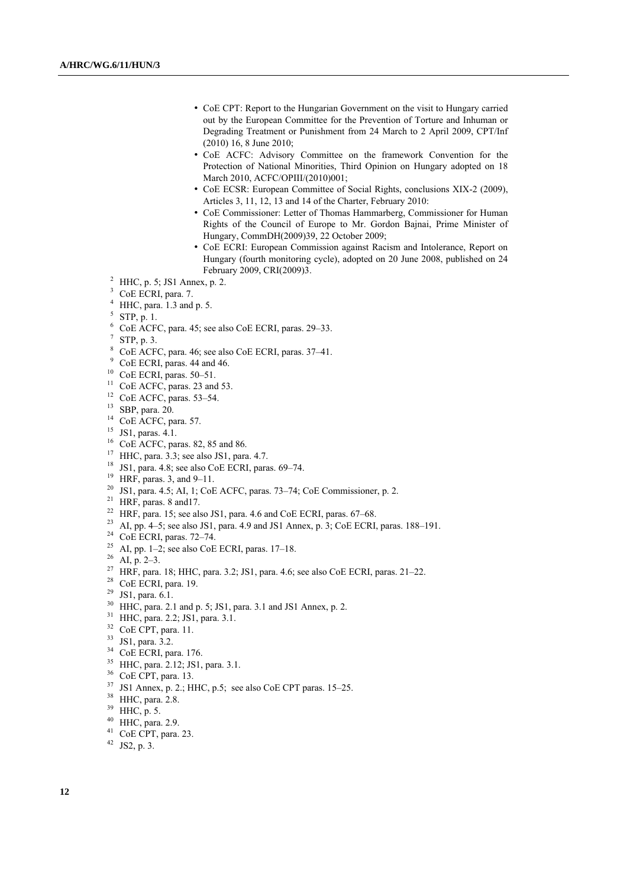- CoE CPT: Report to the Hungarian Government on the visit to Hungary carried out by the European Committee for the Prevention of Torture and Inhuman or Degrading Treatment or Punishment from 24 March to 2 April 2009, CPT/Inf (2010) 16, 8 June 2010;
- CoE ACFC: Advisory Committee on the framework Convention for the Protection of National Minorities, Third Opinion on Hungary adopted on 18 March 2010, ACFC/OPIII/(2010)001;
- CoE ECSR: European Committee of Social Rights, conclusions XIX-2 (2009), Articles 3, 11, 12, 13 and 14 of the Charter, February 2010:
- CoE Commissioner: Letter of Thomas Hammarberg, Commissioner for Human Rights of the Council of Europe to Mr. Gordon Bajnai, Prime Minister of Hungary, CommDH(2009)39, 22 October 2009;
- CoE ECRI: European Commission against Racism and Intolerance, Report on Hungary (fourth monitoring cycle), adopted on 20 June 2008, published on 24 February 2009, CRI(2009)3.

[2] HHC, p. 5; JS1 Annex, p. 2.
[3] CoE ECRI, para. 7.
[4] HHC, para. 1.3 and p. 5.
[5] STP, p. 1.
[6] CoE ACFC, para. 45; see also CoE ECRI, paras. 29–33.
[7] STP, p. 3.
[8] CoE ACFC, para. 46; see also CoE ECRI, paras. 37–41.
[9] CoE ECRI, paras. 44 and 46.
[10] CoE ECRI, paras. 50–51.
[11] CoE ACFC, paras. 23 and 53.
[12] CoE ACFC, paras. 53–54.
[13] SBP, para. 20.
[14] CoE ACFC, para. 57.
[15] JS1, paras. 4.1.
[16] CoE ACFC, paras. 82, 85 and 86.
[17] HHC, para. 3.3; see also JS1, para. 4.7.
[18] JS1, para. 4.8; see also CoE ECRI, paras. 69–74.
[19] HRF, paras. 3, and 9–11.
[20] JS1, para. 4.5; AI, 1; CoE ACFC, paras. 73–74; CoE Commissioner, p. 2.
[21] HRF, paras. 8 and17.
[22] HRF, para. 15; see also JS1, para. 4.6 and CoE ECRI, paras. 67–68.
[23] AI, pp. 4–5; see also JS1, para. 4.9 and JS1 Annex, p. 3; CoE ECRI, paras. 188–191.
[24] CoE ECRI, paras. 72–74.
[25] AI, pp. 1–2; see also CoE ECRI, paras. 17–18.
[26] AI, p. 2–3.
[27] HRF, para. 18; HHC, para. 3.2; JS1, para. 4.6; see also CoE ECRI, paras. 21–22.
[28] CoE ECRI, para. 19.
[29] JS1, para. 6.1.
[30] HHC, para. 2.1 and p. 5; JS1, para. 3.1 and JS1 Annex, p. 2.
[31] HHC, para. 2.2; JS1, para. 3.1.
[32] CoE CPT, para. 11.
[33] JS1, para. 3.2.
[34] CoE ECRI, para. 176.
[35] HHC, para. 2.12; JS1, para. 3.1.
[36] CoE CPT, para. 13.
[37] JS1 Annex, p. 2.; HHC, p.5; see also CoE CPT paras. 15–25.
[38] HHC, para. 2.8.
[39] HHC, p. 5.
[40] HHC, para. 2.9.
[41] CoE CPT, para. 23.
[42] JS2, p. 3.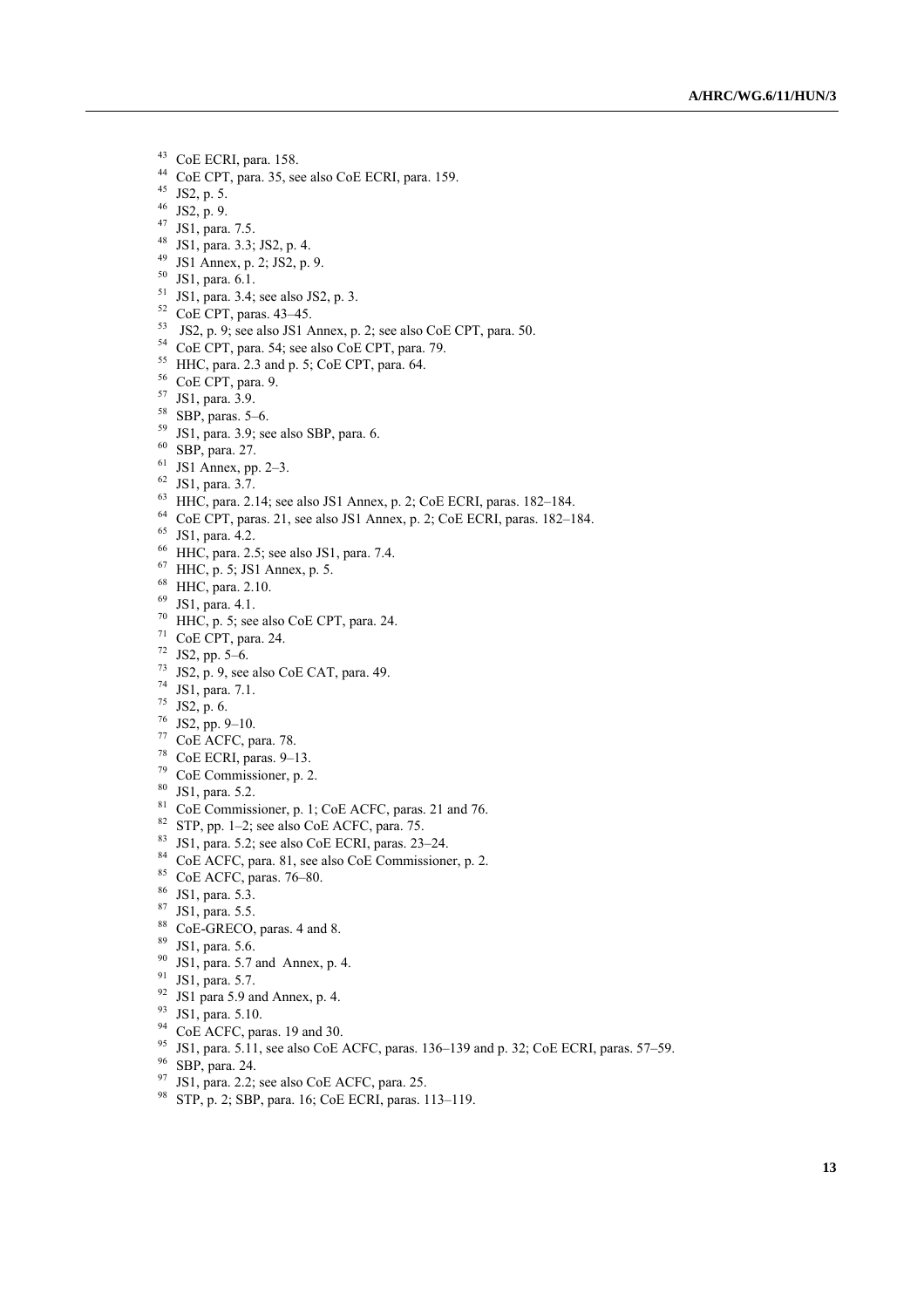[43] CoE ECRI, para. 158.
[44] CoE CPT, para. 35, see also CoE ECRI, para. 159.
[45] JS2, p. 5.
[46] JS2, p. 9.
[47] JS1, para. 7.5.
[48] JS1, para. 3.3; JS2, p. 4.
[49] JS1 Annex, p. 2; JS2, p. 9.
[50] JS1, para. 6.1.
[51] JS1, para. 3.4; see also JS2, p. 3.
[52] CoE CPT, paras. 43–45.
[53] JS2, p. 9; see also JS1 Annex, p. 2; see also CoE CPT, para. 50.
[54] CoE CPT, para. 54; see also CoE CPT, para. 79.
[55] HHC, para. 2.3 and p. 5; CoE CPT, para. 64.
[56] CoE CPT, para. 9.
[57] JS1, para. 3.9.
[58] SBP, paras. 5–6.
[59] JS1, para. 3.9; see also SBP, para. 6.
[60] SBP, para. 27.
[61] JS1 Annex, pp. 2–3.
[62] JS1, para. 3.7.
[63] HHC, para. 2.14; see also JS1 Annex, p. 2; CoE ECRI, paras. 182–184.
[64] CoE CPT, paras. 21, see also JS1 Annex, p. 2; CoE ECRI, paras. 182–184.
[65] JS1, para. 4.2.
[66] HHC, para. 2.5; see also JS1, para. 7.4.
[67] HHC, p. 5; JS1 Annex, p. 5.
[68] HHC, para. 2.10.
[69] JS1, para. 4.1.
[70] HHC, p. 5; see also CoE CPT, para. 24.
[71] CoE CPT, para. 24.
[72] JS2, pp. 5–6.
[73] JS2, p. 9, see also CoE CAT, para. 49.
[74] JS1, para. 7.1.
[75] JS2, p. 6.
[76] JS2, pp. 9–10.
[77] CoE ACFC, para. 78.
[78] CoE ECRI, paras. 9–13.
[79] CoE Commissioner, p. 2.
[80] JS1, para. 5.2.
[81] CoE Commissioner, p. 1; CoE ACFC, paras. 21 and 76.
[82] STP, pp. 1–2; see also CoE ACFC, para. 75.
[83] JS1, para. 5.2; see also CoE ECRI, paras. 23–24.
[84] CoE ACFC, para. 81, see also CoE Commissioner, p. 2.
[85] CoE ACFC, paras. 76–80.
[86] JS1, para. 5.3.
[87] JS1, para. 5.5.
[88] CoE-GRECO, paras. 4 and 8.
[89] JS1, para. 5.6.
[90] JS1, para. 5.7 and Annex, p. 4.
[91] JS1, para. 5.7.
[92] JS1 para 5.9 and Annex, p. 4.
[93] JS1, para. 5.10.
[94] CoE ACFC, paras. 19 and 30.
[95] JS1, para. 5.11, see also CoE ACFC, paras. 136–139 and p. 32; CoE ECRI, paras. 57–59.
[96] SBP, para. 24.
[97] JS1, para. 2.2; see also CoE ACFC, para. 25.
[98] STP, p. 2; SBP, para. 16; CoE ECRI, paras. 113–119.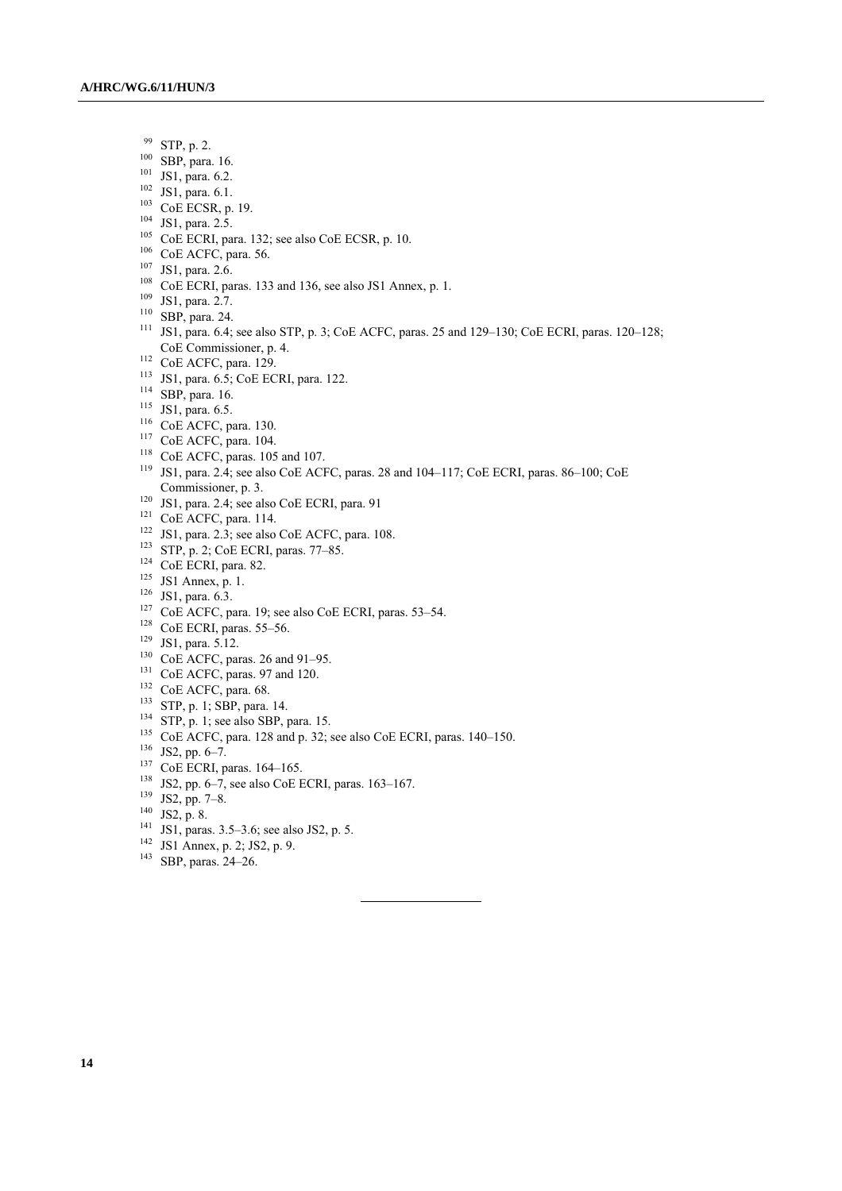[99] STP, p. 2.
[100] SBP, para. 16.
[101] JS1, para. 6.2.
[102] JS1, para. 6.1.
[103] CoE ECSR, p. 19.
[104] JS1, para. 2.5.
[105] CoE ECRI, para. 132; see also CoE ECSR, p. 10.
[106] CoE ACFC, para. 56.
[107] JS1, para. 2.6.
[108] CoE ECRI, paras. 133 and 136, see also JS1 Annex, p. 1.
[109] JS1, para. 2.7.
[110] SBP, para. 24.
[111] JS1, para. 6.4; see also STP, p. 3; CoE ACFC, paras. 25 and 129–130; CoE ECRI, paras. 120–128; CoE Commissioner, p. 4.
[112] CoE ACFC, para. 129.
[113] JS1, para. 6.5; CoE ECRI, para. 122.
[114] SBP, para. 16.
[115] JS1, para. 6.5.
[116] CoE ACFC, para. 130.
[117] CoE ACFC, para. 104.
[118] CoE ACFC, paras. 105 and 107.
[119] JS1, para. 2.4; see also CoE ACFC, paras. 28 and 104–117; CoE ECRI, paras. 86–100; CoE Commissioner, p. 3.
[120] JS1, para. 2.4; see also CoE ECRI, para. 91
[121] CoE ACFC, para. 114.
[122] JS1, para. 2.3; see also CoE ACFC, para. 108.
[123] STP, p. 2; CoE ECRI, paras. 77–85.
[124] CoE ECRI, para. 82.
[125] JS1 Annex, p. 1.
[126] JS1, para. 6.3.
[127] CoE ACFC, para. 19; see also CoE ECRI, paras. 53–54.
[128] CoE ECRI, paras. 55–56.
[129] JS1, para. 5.12.
[130] CoE ACFC, paras. 26 and 91–95.
[131] CoE ACFC, paras. 97 and 120.
[132] CoE ACFC, para. 68.
[133] STP, p. 1; SBP, para. 14.
[134] STP, p. 1; see also SBP, para. 15.
[135] CoE ACFC, para. 128 and p. 32; see also CoE ECRI, paras. 140–150.
[136] JS2, pp. 6–7.
[137] CoE ECRI, paras. 164–165.
[138] JS2, pp. 6–7, see also CoE ECRI, paras. 163–167.
[139] JS2, pp. 7–8.
[140] JS2, p. 8.
[141] JS1, paras. 3.5–3.6; see also JS2, p. 5.
[142] JS1 Annex, p. 2; JS2, p. 9.
[143] SBP, paras. 24–26.